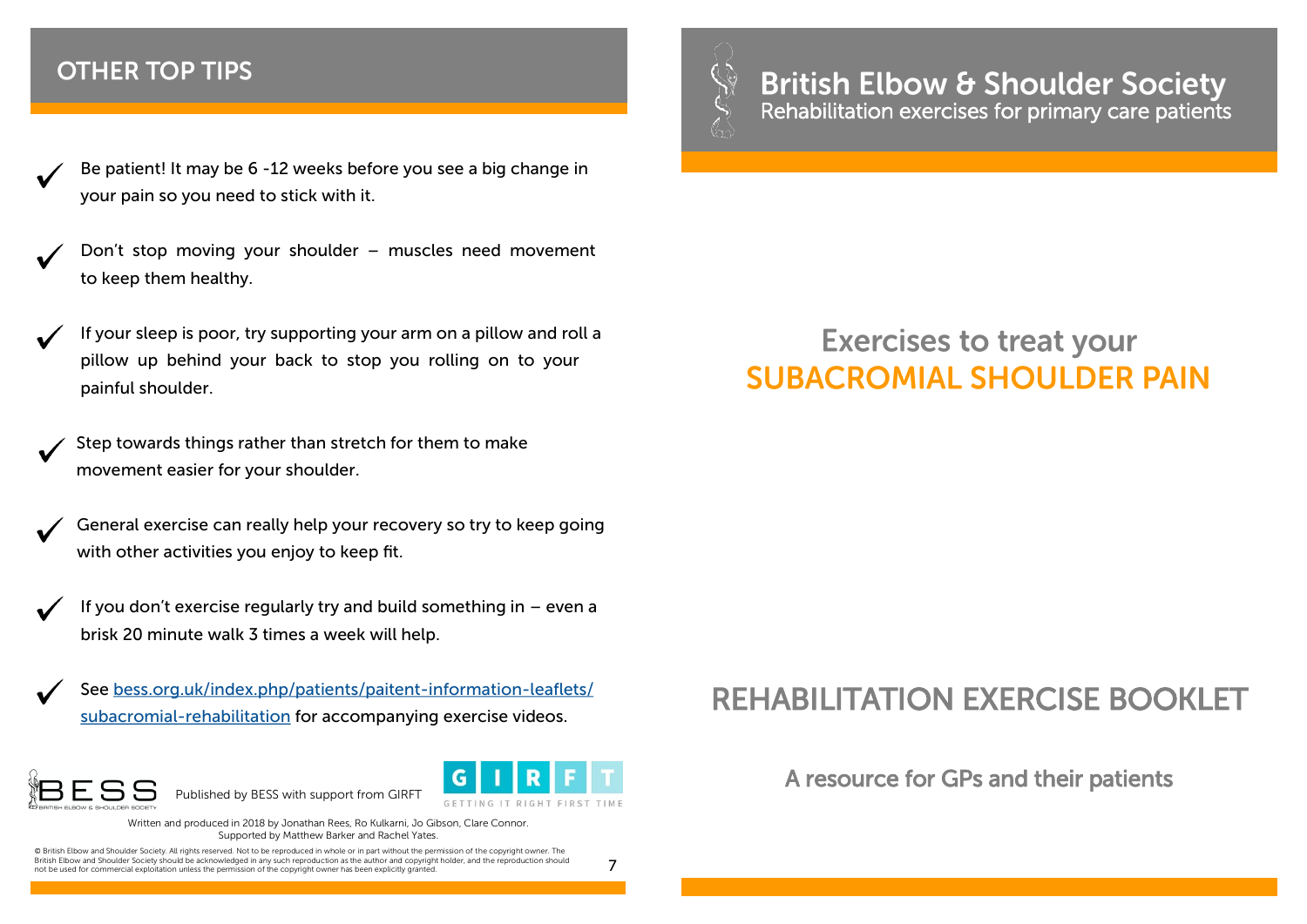## OTHER TOP TIPS

- Be patient! It may be 6 -12 weeks before you see a big change in your pain so you need to stick with it.
- Don't stop moving your shoulder – muscles need movement to keep them healthy.
- If your sleep is poor, try supporting your arm on a pillow and roll a pillow up behind your back to stop you rolling on to your painful shoulder.
- Step towards things rather than stretch for them to make movement easier for your shoulder.
- General exercise can really help your recovery so try to keep going with other activities you enjoy to keep fit.
- If you don't exercise regularly try and build something in – even a brisk 20 minute walk 3 times a week will help.
- See [bess.org.uk/index.php/patients/paitent-information-leaflets/subacromial-rehabilitation](bess.org.uk/index.php/patients/paitent-information-leaflets/subacromial-rehabilitation) for accompanying exercise videos.

BESS — British Elbow & Shoulder Society

Published by BESS with support from GIRFT

GIRFT — Getting It Right First Time

Written and produced in 2018 by Jonathan Rees, Ro Kulkarni, Jo Gibson, Clare Connor. Supported by Matthew Barker and Rachel Yates.

© British Elbow and Shoulder Society. All rights reserved. Not to be reproduced in whole or in part without the permission of the copyright owner. The British Elbow and Shoulder Society should be acknowledged in any such reproduction as the author and copyright holder, and the reproduction should not be used for commercial exploitation unless the permission of the copyright owner has been explicitly granted.

# British Elbow & Shoulder Society

Rehabilitation exercises for primary care patients

# Exercises to treat your SUBACROMIAL SHOULDER PAIN

## REHABILITATION EXERCISE BOOKLET

A resource for GPs and their patients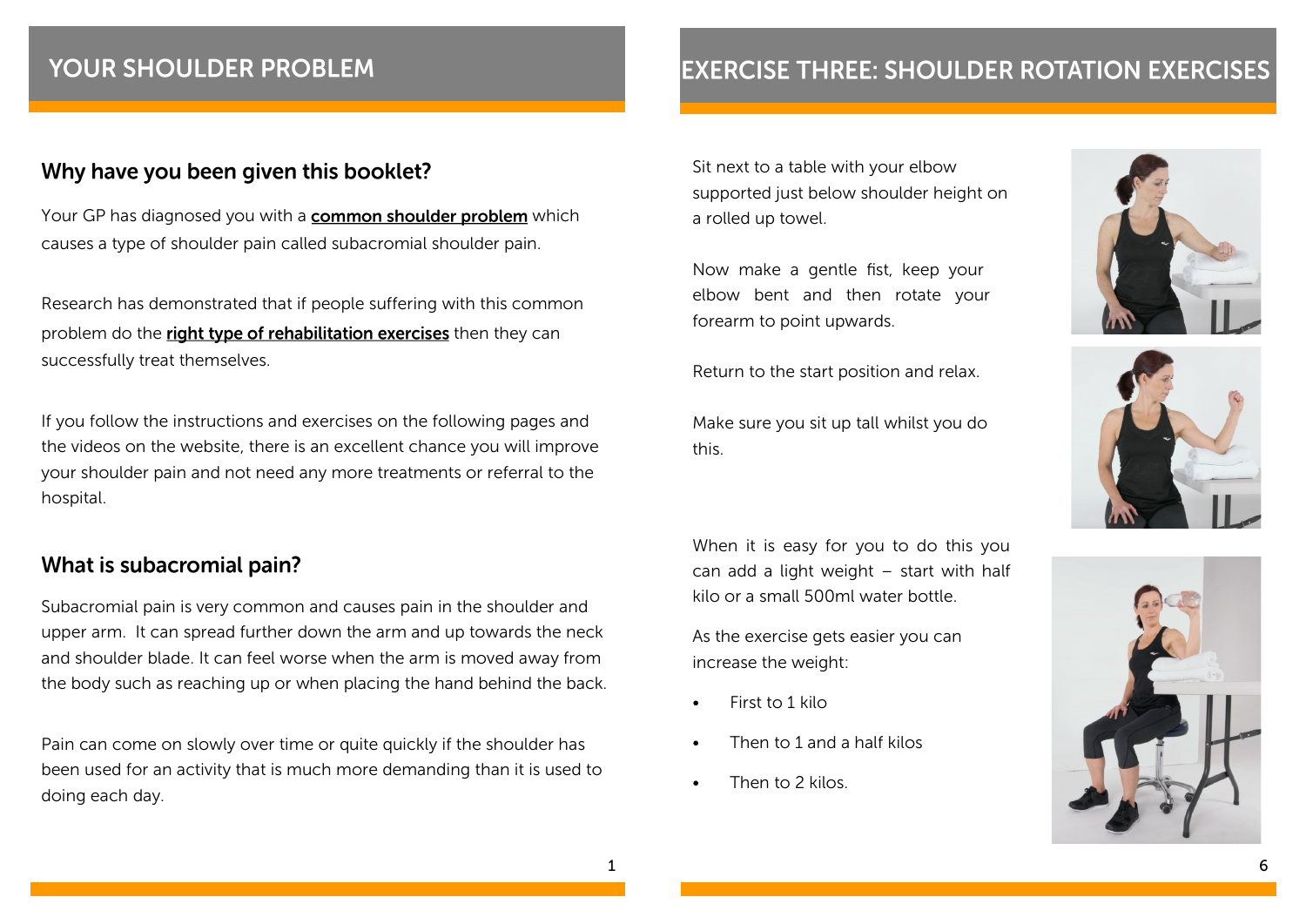# YOUR SHOULDER PROBLEM

## Why have you been given this booklet?

Your GP has diagnosed you with a **common shoulder problem** which causes a type of shoulder pain called subacromial shoulder pain.

Research has demonstrated that if people suffering with this common problem do the **right type of rehabilitation exercises** then they can successfully treat themselves.

If you follow the instructions and exercises on the following pages and the videos on the website, there is an excellent chance you will improve your shoulder pain and not need any more treatments or referral to the hospital.

## What is subacromial pain?

Subacromial pain is very common and causes pain in the shoulder and upper arm. It can spread further down the arm and up towards the neck and shoulder blade. It can feel worse when the arm is moved away from the body such as reaching up or when placing the hand behind the back.

Pain can come on slowly over time or quite quickly if the shoulder has been used for an activity that is much more demanding than it is used to doing each day.

# EXERCISE THREE: SHOULDER ROTATION EXERCISES

Sit next to a table with your elbow supported just below shoulder height on a rolled up towel.

Now make a gentle fist, keep your elbow bent and then rotate your forearm to point upwards.

Return to the start position and relax.

Make sure you sit up tall whilst you do this.

When it is easy for you to do this you can add a light weight – start with half kilo or a small 500ml water bottle.

As the exercise gets easier you can increase the weight:

- First to 1 kilo
- Then to 1 and a half kilos
- Then to 2 kilos.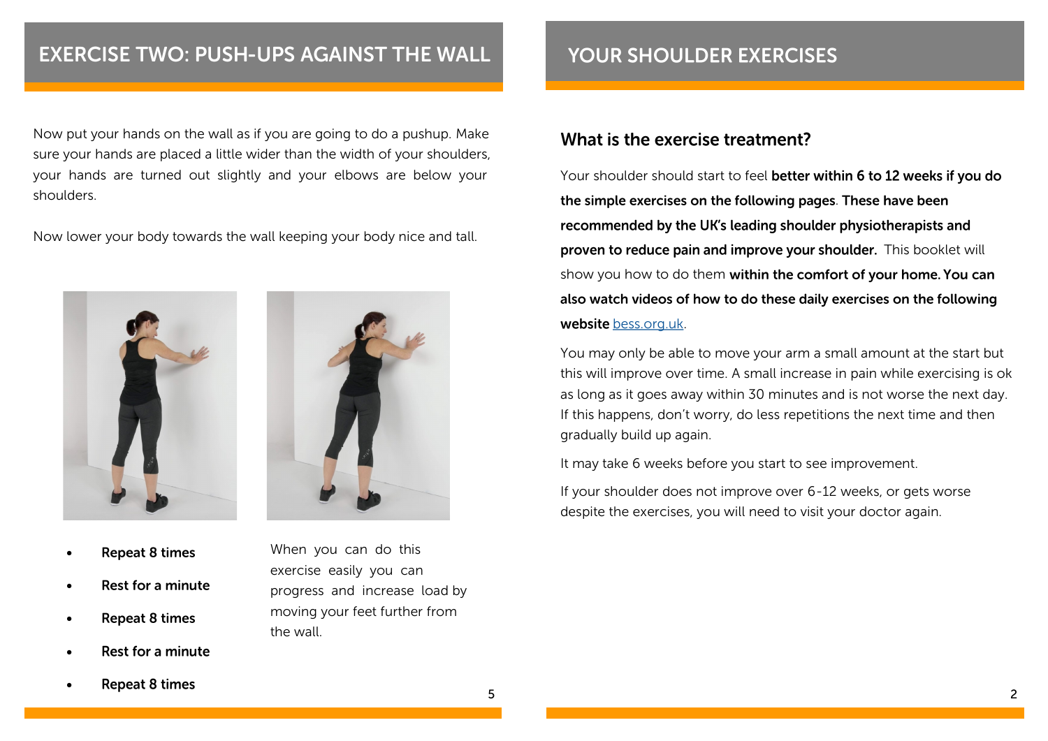# EXERCISE TWO: PUSH-UPS AGAINST THE WALL

Now put your hands on the wall as if you are going to do a pushup. Make sure your hands are placed a little wider than the width of your shoulders, your hands are turned out slightly and your elbows are below your shoulders.

Now lower your body towards the wall keeping your body nice and tall.

- **Repeat 8 times**
- **Rest for a minute**
- **Repeat 8 times**
- **Rest for a minute**
- **Repeat 8 times**

When you can do this exercise easily you can progress and increase load by moving your feet further from the wall.

# YOUR SHOULDER EXERCISES

## What is the exercise treatment?

Your shoulder should start to feel **better within 6 to 12 weeks if you do the simple exercises on the following pages**. **These have been recommended by the UK's leading shoulder physiotherapists and proven to reduce pain and improve your shoulder.** This booklet will show you how to do them **within the comfort of your home. You can also watch videos of how to do these daily exercises on the following website** bess.org.uk.

You may only be able to move your arm a small amount at the start but this will improve over time. A small increase in pain while exercising is ok as long as it goes away within 30 minutes and is not worse the next day. If this happens, don't worry, do less repetitions the next time and then gradually build up again.

It may take 6 weeks before you start to see improvement.

If your shoulder does not improve over 6-12 weeks, or gets worse despite the exercises, you will need to visit your doctor again.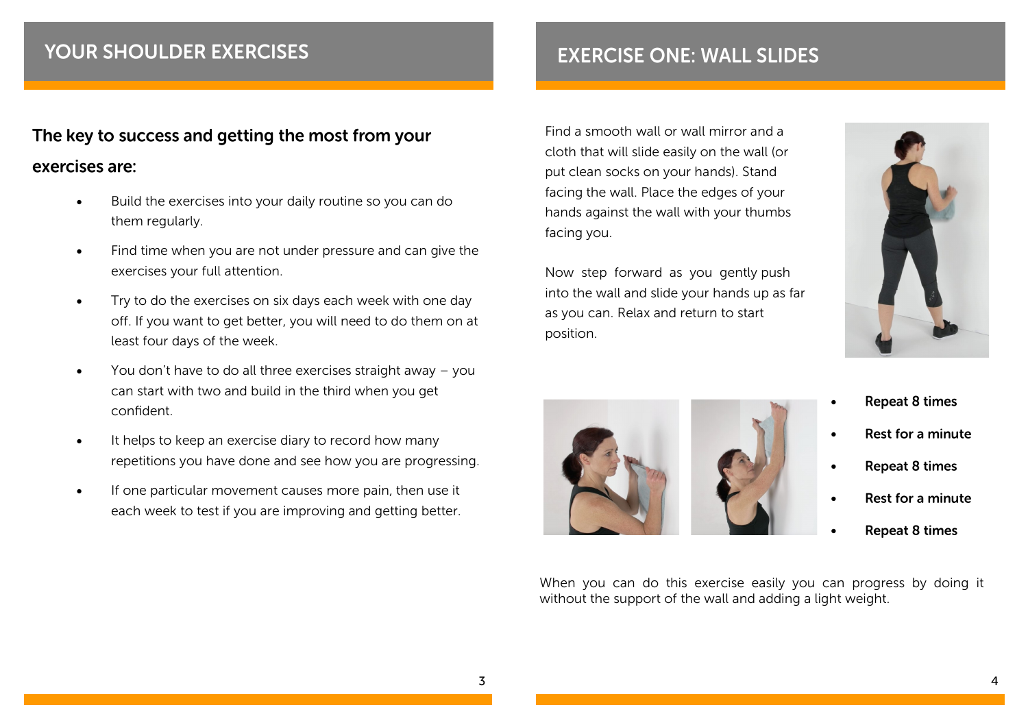# YOUR SHOULDER EXERCISES

**The key to success and getting the most from your exercises are:**

- Build the exercises into your daily routine so you can do them regularly.
- Find time when you are not under pressure and can give the exercises your full attention.
- Try to do the exercises on six days each week with one day off. If you want to get better, you will need to do them on at least four days of the week.
- You don't have to do all three exercises straight away – you can start with two and build in the third when you get confident.
- It helps to keep an exercise diary to record how many repetitions you have done and see how you are progressing.
- If one particular movement causes more pain, then use it each week to test if you are improving and getting better.

# EXERCISE ONE: WALL SLIDES

Find a smooth wall or wall mirror and a cloth that will slide easily on the wall (or put clean socks on your hands). Stand facing the wall. Place the edges of your hands against the wall with your thumbs facing you.

Now step forward as you gently push into the wall and slide your hands up as far as you can. Relax and return to start position.

- **Repeat 8 times**
- **Rest for a minute**
- **Repeat 8 times**
- **Rest for a minute**
- **Repeat 8 times**

When you can do this exercise easily you can progress by doing it without the support of the wall and adding a light weight.